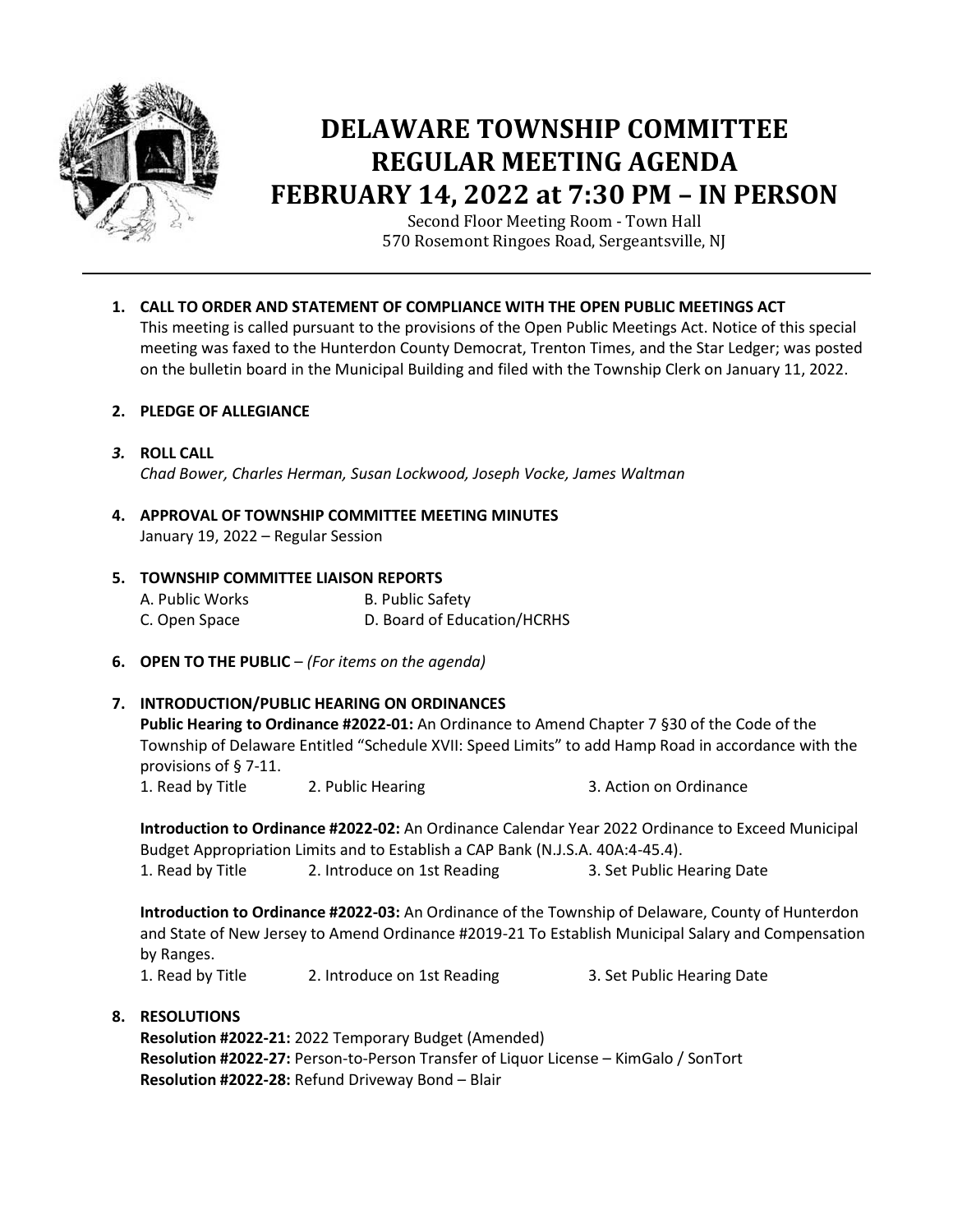# DELAWARE TOWNSHIP COMMITTEE REGULAR MEETING AGENDA FEBRUARY 14, 2022 at 7:30 PM – IN PERSON

Second Floor Meeting Room - Town Hall
570 Rosemont Ringoes Road, Sergeantsville, NJ

---

1. **CALL TO ORDER AND STATEMENT OF COMPLIANCE WITH THE OPEN PUBLIC MEETINGS ACT**
   This meeting is called pursuant to the provisions of the Open Public Meetings Act. Notice of this special meeting was faxed to the Hunterdon County Democrat, Trenton Times, and the Star Ledger; was posted on the bulletin board in the Municipal Building and filed with the Township Clerk on January 11, 2022.

2. **PLEDGE OF ALLEGIANCE**

3. **ROLL CALL**
   *Chad Bower, Charles Herman, Susan Lockwood, Joseph Vocke, James Waltman*

4. **APPROVAL OF TOWNSHIP COMMITTEE MEETING MINUTES**
   January 19, 2022 – Regular Session

5. **TOWNSHIP COMMITTEE LIAISON REPORTS**
   A. Public Works B. Public Safety
   C. Open Space D. Board of Education/HCRHS

6. **OPEN TO THE PUBLIC** – *(For items on the agenda)*

7. **INTRODUCTION/PUBLIC HEARING ON ORDINANCES**
   **Public Hearing to Ordinance #2022-01:** An Ordinance to Amend Chapter 7 §30 of the Code of the Township of Delaware Entitled "Schedule XVII: Speed Limits" to add Hamp Road in accordance with the provisions of § 7-11.
   1. Read by Title 2. Public Hearing 3. Action on Ordinance

   **Introduction to Ordinance #2022-02:** An Ordinance Calendar Year 2022 Ordinance to Exceed Municipal Budget Appropriation Limits and to Establish a CAP Bank (N.J.S.A. 40A:4-45.4).
   1. Read by Title 2. Introduce on 1st Reading 3. Set Public Hearing Date

   **Introduction to Ordinance #2022-03:** An Ordinance of the Township of Delaware, County of Hunterdon and State of New Jersey to Amend Ordinance #2019-21 To Establish Municipal Salary and Compensation by Ranges.
   1. Read by Title 2. Introduce on 1st Reading 3. Set Public Hearing Date

8. **RESOLUTIONS**
   **Resolution #2022-21:** 2022 Temporary Budget (Amended)
   **Resolution #2022-27:** Person-to-Person Transfer of Liquor License – KimGalo / SonTort
   **Resolution #2022-28:** Refund Driveway Bond – Blair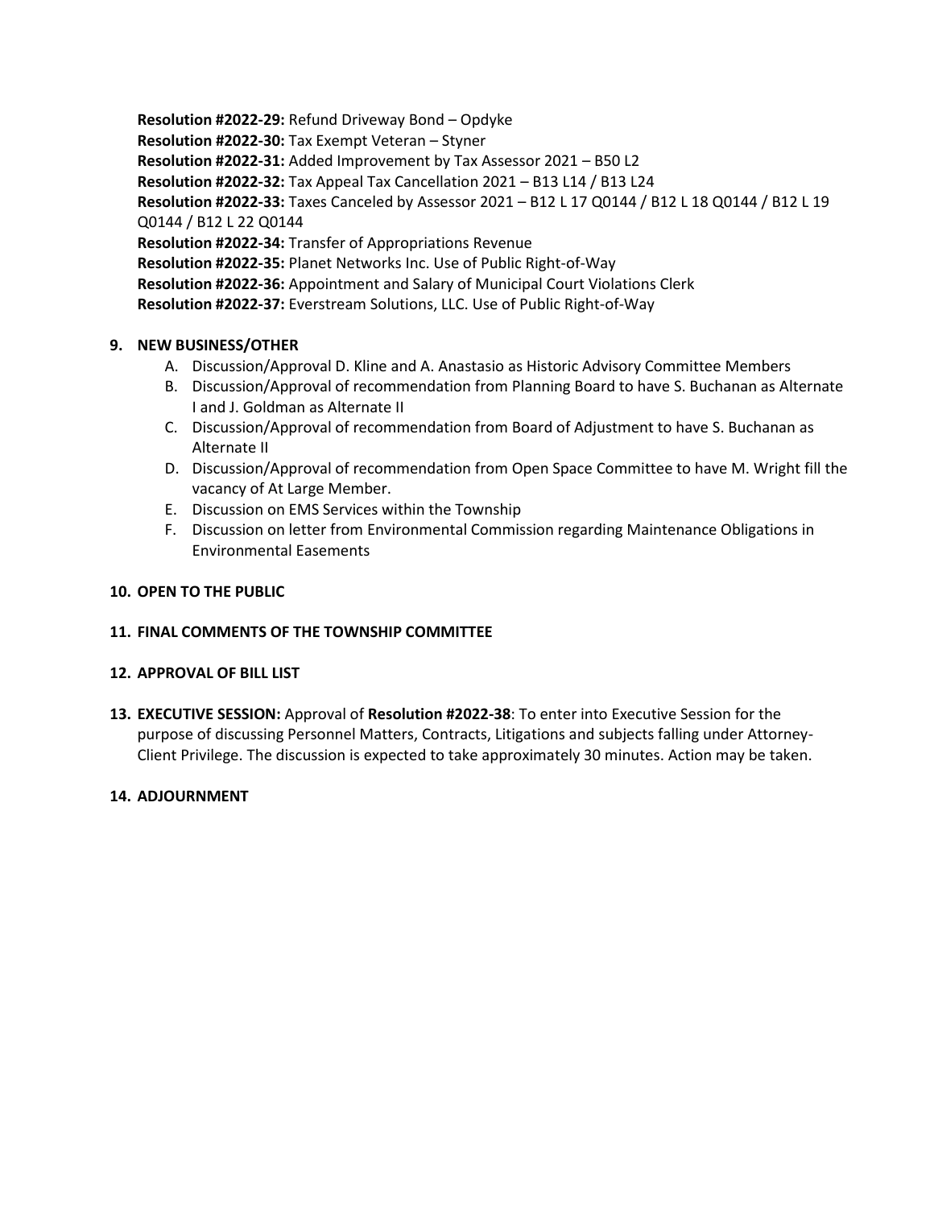**Resolution #2022-29:** Refund Driveway Bond – Opdyke
**Resolution #2022-30:** Tax Exempt Veteran – Styner
**Resolution #2022-31:** Added Improvement by Tax Assessor 2021 – B50 L2
**Resolution #2022-32:** Tax Appeal Tax Cancellation 2021 – B13 L14 / B13 L24
**Resolution #2022-33:** Taxes Canceled by Assessor 2021 – B12 L 17 Q0144 / B12 L 18 Q0144 / B12 L 19 Q0144 / B12 L 22 Q0144
**Resolution #2022-34:** Transfer of Appropriations Revenue
**Resolution #2022-35:** Planet Networks Inc. Use of Public Right-of-Way
**Resolution #2022-36:** Appointment and Salary of Municipal Court Violations Clerk
**Resolution #2022-37:** Everstream Solutions, LLC. Use of Public Right-of-Way

**9. NEW BUSINESS/OTHER**

A. Discussion/Approval D. Kline and A. Anastasio as Historic Advisory Committee Members
B. Discussion/Approval of recommendation from Planning Board to have S. Buchanan as Alternate I and J. Goldman as Alternate II
C. Discussion/Approval of recommendation from Board of Adjustment to have S. Buchanan as Alternate II
D. Discussion/Approval of recommendation from Open Space Committee to have M. Wright fill the vacancy of At Large Member.
E. Discussion on EMS Services within the Township
F. Discussion on letter from Environmental Commission regarding Maintenance Obligations in Environmental Easements

**10. OPEN TO THE PUBLIC**

**11. FINAL COMMENTS OF THE TOWNSHIP COMMITTEE**

**12. APPROVAL OF BILL LIST**

**13. EXECUTIVE SESSION:** Approval of **Resolution #2022-38**: To enter into Executive Session for the purpose of discussing Personnel Matters, Contracts, Litigations and subjects falling under Attorney-Client Privilege. The discussion is expected to take approximately 30 minutes. Action may be taken.

**14. ADJOURNMENT**